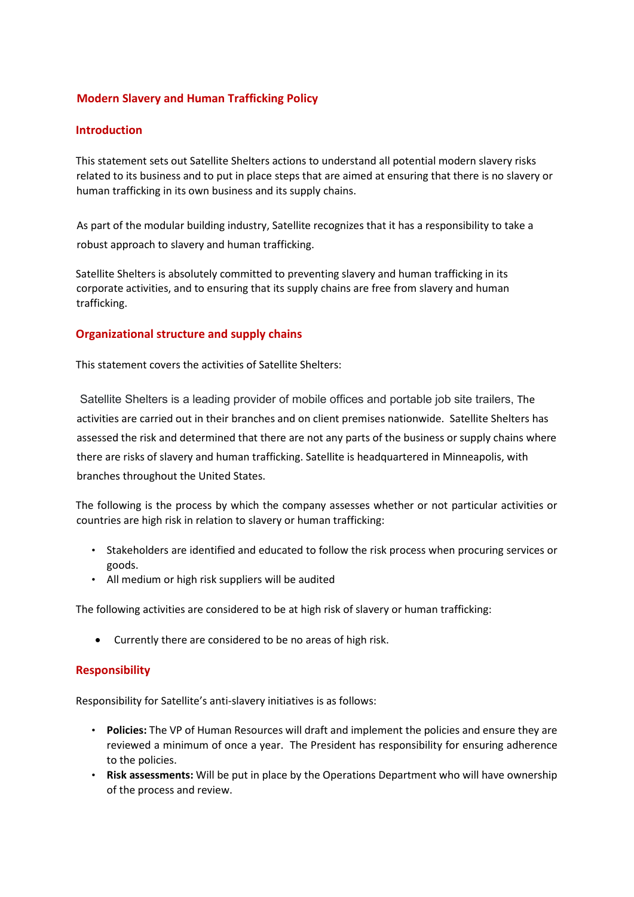## Modern Slavery and Human Trafficking Policy

## Introduction

This statement sets out Satellite Shelters actions to understand all potential modern slavery risks related to its business and to put in place steps that are aimed at ensuring that there is no slavery or human trafficking in its own business and its supply chains.

As part of the modular building industry, Satellite recognizes that it has a responsibility to take a robust approach to slavery and human trafficking.

Satellite Shelters is absolutely committed to preventing slavery and human trafficking in its corporate activities, and to ensuring that its supply chains are free from slavery and human trafficking.

## Organizational structure and supply chains

This statement covers the activities of Satellite Shelters:

Satellite Shelters is a leading provider of mobile offices and portable job site trailers, The activities are carried out in their branches and on client premises nationwide. Satellite Shelters has assessed the risk and determined that there are not any parts of the business or supply chains where there are risks of slavery and human trafficking. Satellite is headquartered in Minneapolis, with branches throughout the United States.

The following is the process by which the company assesses whether or not particular activities or countries are high risk in relation to slavery or human trafficking:

- Stakeholders are identified and educated to follow the risk process when procuring services or goods.
- All medium or high risk suppliers will be audited

The following activities are considered to be at high risk of slavery or human trafficking:

- Currently there are considered to be no areas of high risk.

## Responsibility

Responsibility for Satellite's anti-slavery initiatives is as follows:

- **Policies:** The VP of Human Resources will draft and implement the policies and ensure they are reviewed a minimum of once a year. The President has responsibility for ensuring adherence to the policies.
- **Risk assessments:** Will be put in place by the Operations Department who will have ownership of the process and review.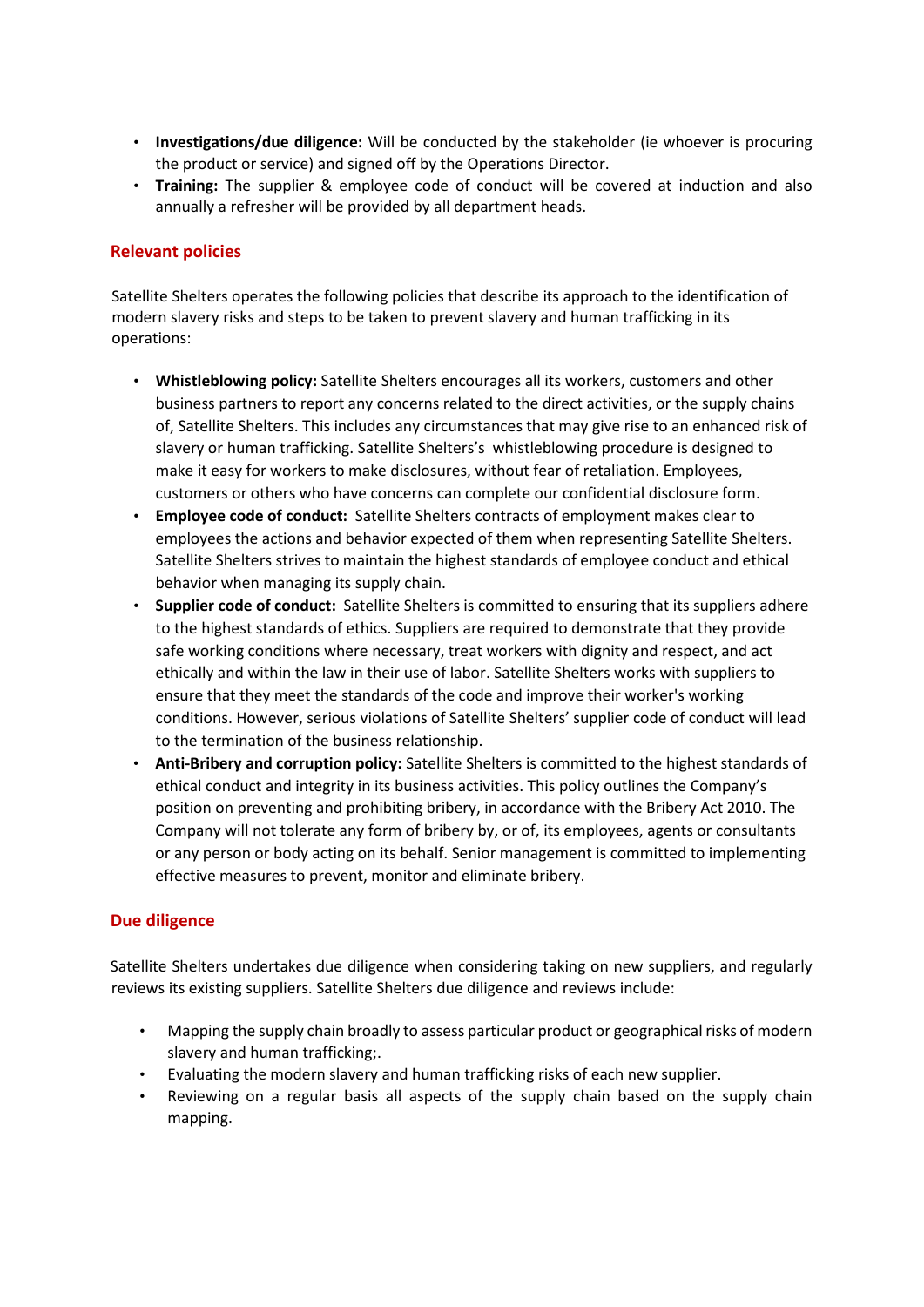- **Investigations/due diligence:** Will be conducted by the stakeholder (ie whoever is procuring the product or service) and signed off by the Operations Director.
- **Training:** The supplier & employee code of conduct will be covered at induction and also annually a refresher will be provided by all department heads.

## Relevant policies

Satellite Shelters operates the following policies that describe its approach to the identification of modern slavery risks and steps to be taken to prevent slavery and human trafficking in its operations:

- **Whistleblowing policy:** Satellite Shelters encourages all its workers, customers and other business partners to report any concerns related to the direct activities, or the supply chains of, Satellite Shelters. This includes any circumstances that may give rise to an enhanced risk of slavery or human trafficking. Satellite Shelters's whistleblowing procedure is designed to make it easy for workers to make disclosures, without fear of retaliation. Employees, customers or others who have concerns can complete our confidential disclosure form.
- **Employee code of conduct:** Satellite Shelters contracts of employment makes clear to employees the actions and behavior expected of them when representing Satellite Shelters. Satellite Shelters strives to maintain the highest standards of employee conduct and ethical behavior when managing its supply chain.
- **Supplier code of conduct:** Satellite Shelters is committed to ensuring that its suppliers adhere to the highest standards of ethics. Suppliers are required to demonstrate that they provide safe working conditions where necessary, treat workers with dignity and respect, and act ethically and within the law in their use of labor. Satellite Shelters works with suppliers to ensure that they meet the standards of the code and improve their worker's working conditions. However, serious violations of Satellite Shelters' supplier code of conduct will lead to the termination of the business relationship.
- **Anti-Bribery and corruption policy:** Satellite Shelters is committed to the highest standards of ethical conduct and integrity in its business activities. This policy outlines the Company's position on preventing and prohibiting bribery, in accordance with the Bribery Act 2010. The Company will not tolerate any form of bribery by, or of, its employees, agents or consultants or any person or body acting on its behalf. Senior management is committed to implementing effective measures to prevent, monitor and eliminate bribery.

## Due diligence

Satellite Shelters undertakes due diligence when considering taking on new suppliers, and regularly reviews its existing suppliers. Satellite Shelters due diligence and reviews include:

- Mapping the supply chain broadly to assess particular product or geographical risks of modern slavery and human trafficking;.
- Evaluating the modern slavery and human trafficking risks of each new supplier.
- Reviewing on a regular basis all aspects of the supply chain based on the supply chain mapping.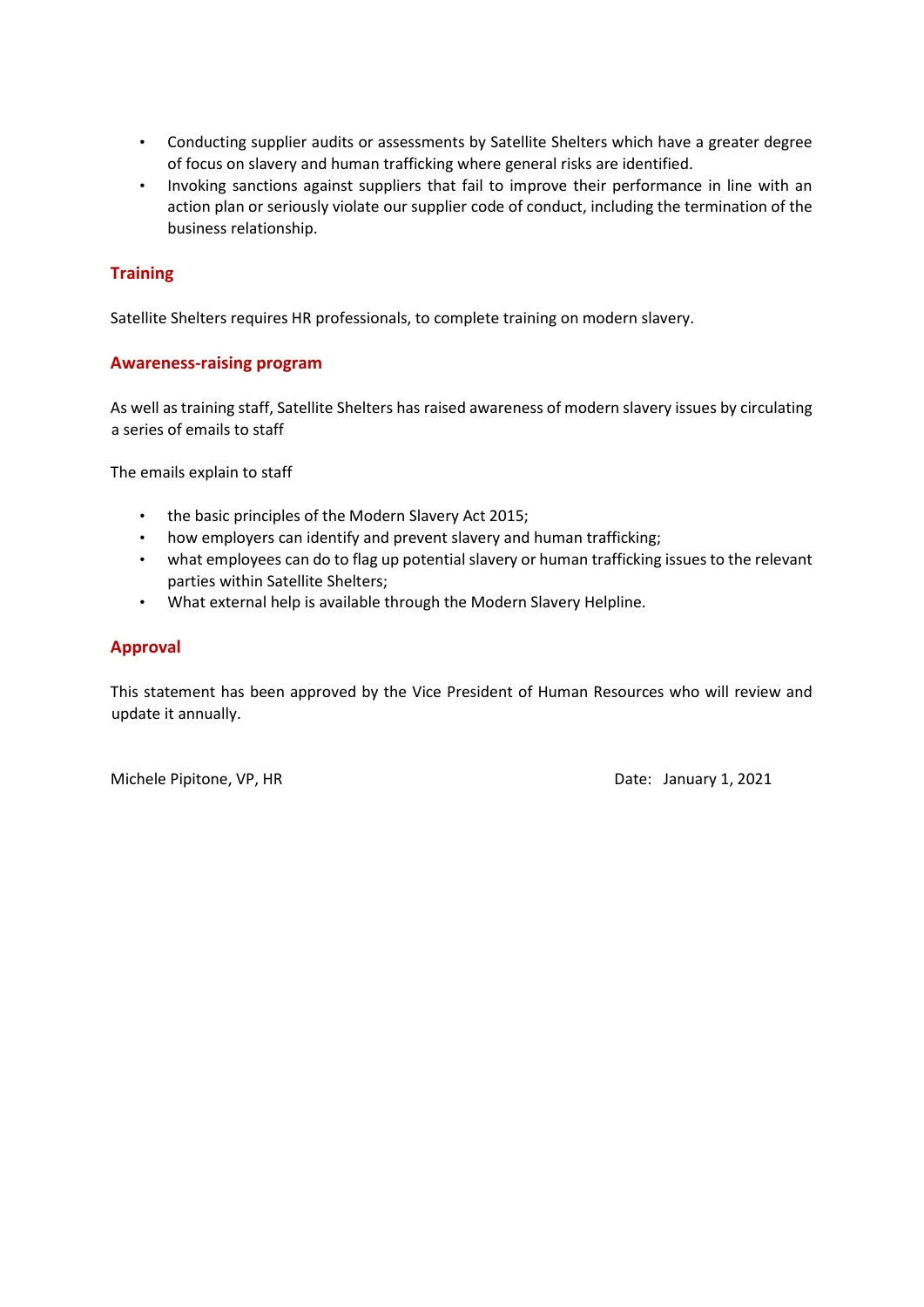- Conducting supplier audits or assessments by Satellite Shelters which have a greater degree of focus on slavery and human trafficking where general risks are identified.
- Invoking sanctions against suppliers that fail to improve their performance in line with an action plan or seriously violate our supplier code of conduct, including the termination of the business relationship.

## Training

Satellite Shelters requires HR professionals, to complete training on modern slavery.

## Awareness-raising program

As well as training staff, Satellite Shelters has raised awareness of modern slavery issues by circulating a series of emails to staff

The emails explain to staff

- the basic principles of the Modern Slavery Act 2015;
- how employers can identify and prevent slavery and human trafficking;
- what employees can do to flag up potential slavery or human trafficking issues to the relevant parties within Satellite Shelters;
- What external help is available through the Modern Slavery Helpline.

## Approval

This statement has been approved by the Vice President of Human Resources who will review and update it annually.

Michele Pipitone, VP, HR

Date: January 1, 2021